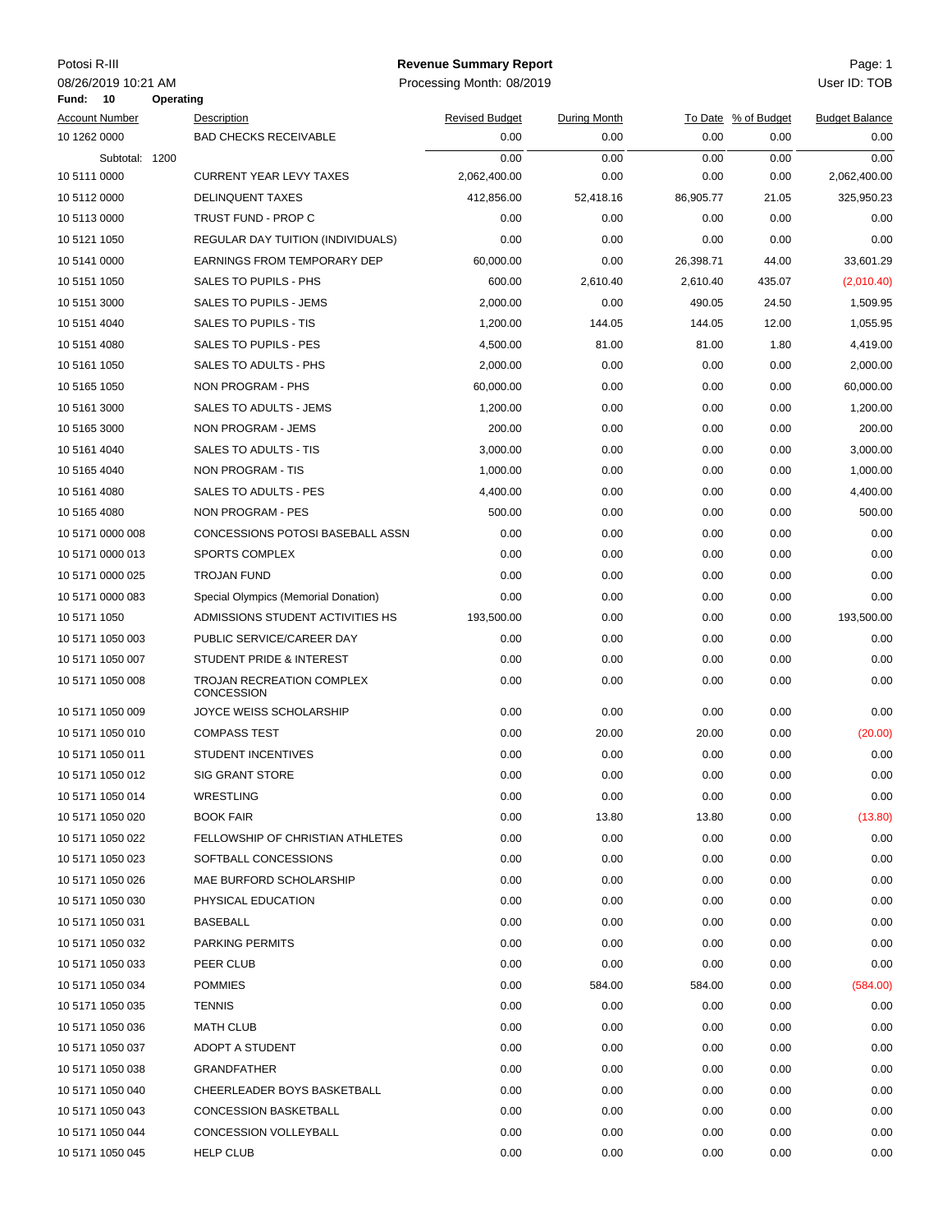# Revenue Summary Report

Potosi R-III
08/26/2019 10:21 AM
Processing Month: 08/2019
User ID: TOB

**Fund: 10 Operating**

| Account Number | Description | Revised Budget | During Month | To Date | % of Budget | Budget Balance |
|---|---|---|---|---|---|---|
| 10 1262 0000 | BAD CHECKS RECEIVABLE | 0.00 | 0.00 | 0.00 | 0.00 | 0.00 |
| Subtotal: 1200 | | 0.00 | 0.00 | 0.00 | 0.00 | 0.00 |
| 10 5111 0000 | CURRENT YEAR LEVY TAXES | 2,062,400.00 | 0.00 | 0.00 | 0.00 | 2,062,400.00 |
| 10 5112 0000 | DELINQUENT TAXES | 412,856.00 | 52,418.16 | 86,905.77 | 21.05 | 325,950.23 |
| 10 5113 0000 | TRUST FUND - PROP C | 0.00 | 0.00 | 0.00 | 0.00 | 0.00 |
| 10 5121 1050 | REGULAR DAY TUITION (INDIVIDUALS) | 0.00 | 0.00 | 0.00 | 0.00 | 0.00 |
| 10 5141 0000 | EARNINGS FROM TEMPORARY DEP | 60,000.00 | 0.00 | 26,398.71 | 44.00 | 33,601.29 |
| 10 5151 1050 | SALES TO PUPILS - PHS | 600.00 | 2,610.40 | 2,610.40 | 435.07 | (2,010.40) |
| 10 5151 3000 | SALES TO PUPILS - JEMS | 2,000.00 | 0.00 | 490.05 | 24.50 | 1,509.95 |
| 10 5151 4040 | SALES TO PUPILS - TIS | 1,200.00 | 144.05 | 144.05 | 12.00 | 1,055.95 |
| 10 5151 4080 | SALES TO PUPILS - PES | 4,500.00 | 81.00 | 81.00 | 1.80 | 4,419.00 |
| 10 5161 1050 | SALES TO ADULTS - PHS | 2,000.00 | 0.00 | 0.00 | 0.00 | 2,000.00 |
| 10 5165 1050 | NON PROGRAM - PHS | 60,000.00 | 0.00 | 0.00 | 0.00 | 60,000.00 |
| 10 5161 3000 | SALES TO ADULTS - JEMS | 1,200.00 | 0.00 | 0.00 | 0.00 | 1,200.00 |
| 10 5165 3000 | NON PROGRAM - JEMS | 200.00 | 0.00 | 0.00 | 0.00 | 200.00 |
| 10 5161 4040 | SALES TO ADULTS - TIS | 3,000.00 | 0.00 | 0.00 | 0.00 | 3,000.00 |
| 10 5165 4040 | NON PROGRAM - TIS | 1,000.00 | 0.00 | 0.00 | 0.00 | 1,000.00 |
| 10 5161 4080 | SALES TO ADULTS - PES | 4,400.00 | 0.00 | 0.00 | 0.00 | 4,400.00 |
| 10 5165 4080 | NON PROGRAM - PES | 500.00 | 0.00 | 0.00 | 0.00 | 500.00 |
| 10 5171 0000 008 | CONCESSIONS POTOSI BASEBALL ASSN | 0.00 | 0.00 | 0.00 | 0.00 | 0.00 |
| 10 5171 0000 013 | SPORTS COMPLEX | 0.00 | 0.00 | 0.00 | 0.00 | 0.00 |
| 10 5171 0000 025 | TROJAN FUND | 0.00 | 0.00 | 0.00 | 0.00 | 0.00 |
| 10 5171 0000 083 | Special Olympics (Memorial Donation) | 0.00 | 0.00 | 0.00 | 0.00 | 0.00 |
| 10 5171 1050 | ADMISSIONS STUDENT ACTIVITIES HS | 193,500.00 | 0.00 | 0.00 | 0.00 | 193,500.00 |
| 10 5171 1050 003 | PUBLIC SERVICE/CAREER DAY | 0.00 | 0.00 | 0.00 | 0.00 | 0.00 |
| 10 5171 1050 007 | STUDENT PRIDE & INTEREST | 0.00 | 0.00 | 0.00 | 0.00 | 0.00 |
| 10 5171 1050 008 | TROJAN RECREATION COMPLEX CONCESSION | 0.00 | 0.00 | 0.00 | 0.00 | 0.00 |
| 10 5171 1050 009 | JOYCE WEISS SCHOLARSHIP | 0.00 | 0.00 | 0.00 | 0.00 | 0.00 |
| 10 5171 1050 010 | COMPASS TEST | 0.00 | 20.00 | 20.00 | 0.00 | (20.00) |
| 10 5171 1050 011 | STUDENT INCENTIVES | 0.00 | 0.00 | 0.00 | 0.00 | 0.00 |
| 10 5171 1050 012 | SIG GRANT STORE | 0.00 | 0.00 | 0.00 | 0.00 | 0.00 |
| 10 5171 1050 014 | WRESTLING | 0.00 | 0.00 | 0.00 | 0.00 | 0.00 |
| 10 5171 1050 020 | BOOK FAIR | 0.00 | 13.80 | 13.80 | 0.00 | (13.80) |
| 10 5171 1050 022 | FELLOWSHIP OF CHRISTIAN ATHLETES | 0.00 | 0.00 | 0.00 | 0.00 | 0.00 |
| 10 5171 1050 023 | SOFTBALL CONCESSIONS | 0.00 | 0.00 | 0.00 | 0.00 | 0.00 |
| 10 5171 1050 026 | MAE BURFORD SCHOLARSHIP | 0.00 | 0.00 | 0.00 | 0.00 | 0.00 |
| 10 5171 1050 030 | PHYSICAL EDUCATION | 0.00 | 0.00 | 0.00 | 0.00 | 0.00 |
| 10 5171 1050 031 | BASEBALL | 0.00 | 0.00 | 0.00 | 0.00 | 0.00 |
| 10 5171 1050 032 | PARKING PERMITS | 0.00 | 0.00 | 0.00 | 0.00 | 0.00 |
| 10 5171 1050 033 | PEER CLUB | 0.00 | 0.00 | 0.00 | 0.00 | 0.00 |
| 10 5171 1050 034 | POMMIES | 0.00 | 584.00 | 584.00 | 0.00 | (584.00) |
| 10 5171 1050 035 | TENNIS | 0.00 | 0.00 | 0.00 | 0.00 | 0.00 |
| 10 5171 1050 036 | MATH CLUB | 0.00 | 0.00 | 0.00 | 0.00 | 0.00 |
| 10 5171 1050 037 | ADOPT A STUDENT | 0.00 | 0.00 | 0.00 | 0.00 | 0.00 |
| 10 5171 1050 038 | GRANDFATHER | 0.00 | 0.00 | 0.00 | 0.00 | 0.00 |
| 10 5171 1050 040 | CHEERLEADER BOYS BASKETBALL | 0.00 | 0.00 | 0.00 | 0.00 | 0.00 |
| 10 5171 1050 043 | CONCESSION BASKETBALL | 0.00 | 0.00 | 0.00 | 0.00 | 0.00 |
| 10 5171 1050 044 | CONCESSION VOLLEYBALL | 0.00 | 0.00 | 0.00 | 0.00 | 0.00 |
| 10 5171 1050 045 | HELP CLUB | 0.00 | 0.00 | 0.00 | 0.00 | 0.00 |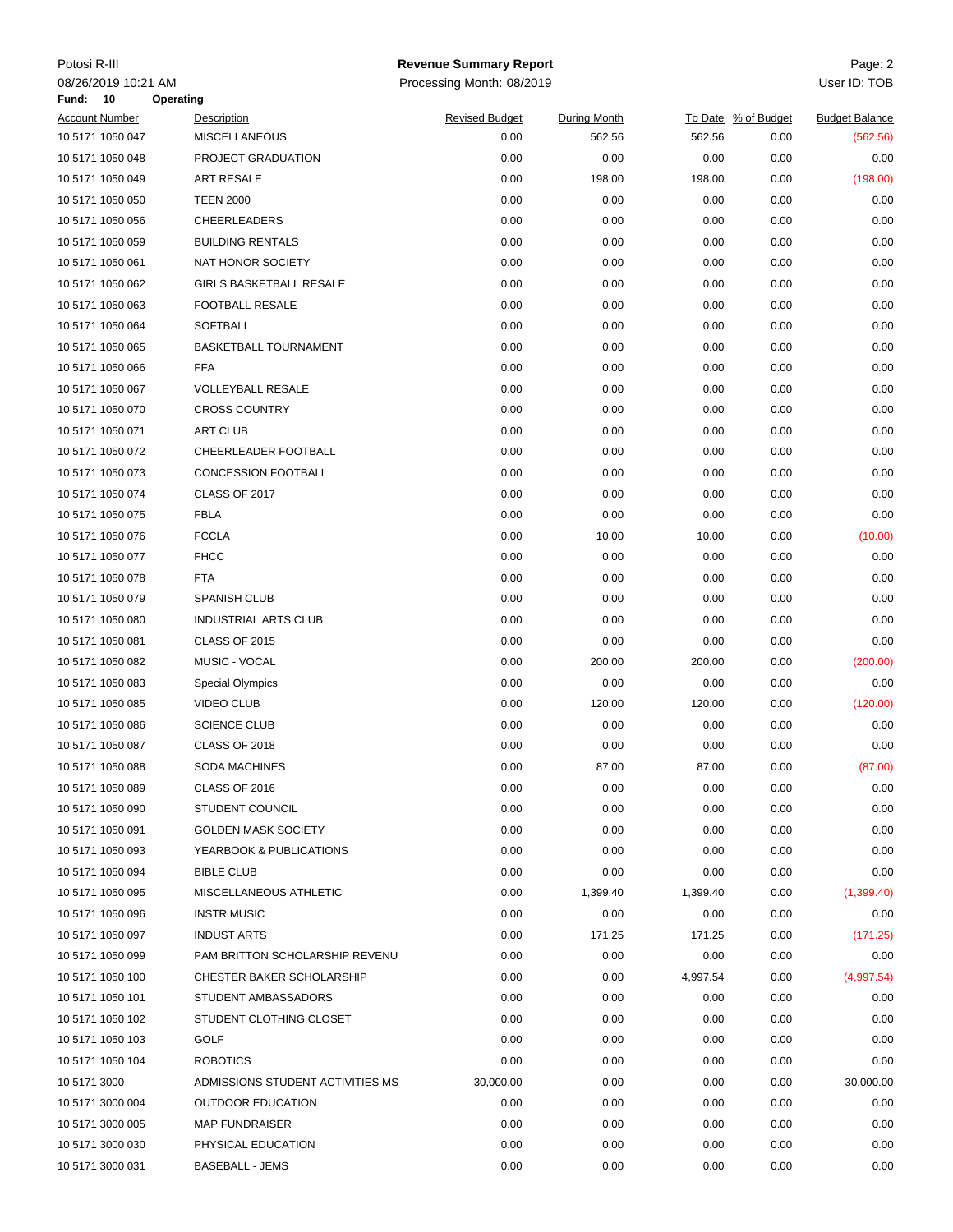Potosi R-III
08/26/2019 10:21 AM

**Revenue Summary Report**
Processing Month: 08/2019

User ID: TOB

**Fund: 10 Operating**

| Account Number | Description | Revised Budget | During Month | To Date | % of Budget | Budget Balance |
|---|---|---|---|---|---|---|
| 10 5171 1050 047 | MISCELLANEOUS | 0.00 | 562.56 | 562.56 | 0.00 | (562.56) |
| 10 5171 1050 048 | PROJECT GRADUATION | 0.00 | 0.00 | 0.00 | 0.00 | 0.00 |
| 10 5171 1050 049 | ART RESALE | 0.00 | 198.00 | 198.00 | 0.00 | (198.00) |
| 10 5171 1050 050 | TEEN 2000 | 0.00 | 0.00 | 0.00 | 0.00 | 0.00 |
| 10 5171 1050 056 | CHEERLEADERS | 0.00 | 0.00 | 0.00 | 0.00 | 0.00 |
| 10 5171 1050 059 | BUILDING RENTALS | 0.00 | 0.00 | 0.00 | 0.00 | 0.00 |
| 10 5171 1050 061 | NAT HONOR SOCIETY | 0.00 | 0.00 | 0.00 | 0.00 | 0.00 |
| 10 5171 1050 062 | GIRLS BASKETBALL RESALE | 0.00 | 0.00 | 0.00 | 0.00 | 0.00 |
| 10 5171 1050 063 | FOOTBALL RESALE | 0.00 | 0.00 | 0.00 | 0.00 | 0.00 |
| 10 5171 1050 064 | SOFTBALL | 0.00 | 0.00 | 0.00 | 0.00 | 0.00 |
| 10 5171 1050 065 | BASKETBALL TOURNAMENT | 0.00 | 0.00 | 0.00 | 0.00 | 0.00 |
| 10 5171 1050 066 | FFA | 0.00 | 0.00 | 0.00 | 0.00 | 0.00 |
| 10 5171 1050 067 | VOLLEYBALL RESALE | 0.00 | 0.00 | 0.00 | 0.00 | 0.00 |
| 10 5171 1050 070 | CROSS COUNTRY | 0.00 | 0.00 | 0.00 | 0.00 | 0.00 |
| 10 5171 1050 071 | ART CLUB | 0.00 | 0.00 | 0.00 | 0.00 | 0.00 |
| 10 5171 1050 072 | CHEERLEADER FOOTBALL | 0.00 | 0.00 | 0.00 | 0.00 | 0.00 |
| 10 5171 1050 073 | CONCESSION FOOTBALL | 0.00 | 0.00 | 0.00 | 0.00 | 0.00 |
| 10 5171 1050 074 | CLASS OF 2017 | 0.00 | 0.00 | 0.00 | 0.00 | 0.00 |
| 10 5171 1050 075 | FBLA | 0.00 | 0.00 | 0.00 | 0.00 | 0.00 |
| 10 5171 1050 076 | FCCLA | 0.00 | 10.00 | 10.00 | 0.00 | (10.00) |
| 10 5171 1050 077 | FHCC | 0.00 | 0.00 | 0.00 | 0.00 | 0.00 |
| 10 5171 1050 078 | FTA | 0.00 | 0.00 | 0.00 | 0.00 | 0.00 |
| 10 5171 1050 079 | SPANISH CLUB | 0.00 | 0.00 | 0.00 | 0.00 | 0.00 |
| 10 5171 1050 080 | INDUSTRIAL ARTS CLUB | 0.00 | 0.00 | 0.00 | 0.00 | 0.00 |
| 10 5171 1050 081 | CLASS OF 2015 | 0.00 | 0.00 | 0.00 | 0.00 | 0.00 |
| 10 5171 1050 082 | MUSIC - VOCAL | 0.00 | 200.00 | 200.00 | 0.00 | (200.00) |
| 10 5171 1050 083 | Special Olympics | 0.00 | 0.00 | 0.00 | 0.00 | 0.00 |
| 10 5171 1050 085 | VIDEO CLUB | 0.00 | 120.00 | 120.00 | 0.00 | (120.00) |
| 10 5171 1050 086 | SCIENCE CLUB | 0.00 | 0.00 | 0.00 | 0.00 | 0.00 |
| 10 5171 1050 087 | CLASS OF 2018 | 0.00 | 0.00 | 0.00 | 0.00 | 0.00 |
| 10 5171 1050 088 | SODA MACHINES | 0.00 | 87.00 | 87.00 | 0.00 | (87.00) |
| 10 5171 1050 089 | CLASS OF 2016 | 0.00 | 0.00 | 0.00 | 0.00 | 0.00 |
| 10 5171 1050 090 | STUDENT COUNCIL | 0.00 | 0.00 | 0.00 | 0.00 | 0.00 |
| 10 5171 1050 091 | GOLDEN MASK SOCIETY | 0.00 | 0.00 | 0.00 | 0.00 | 0.00 |
| 10 5171 1050 093 | YEARBOOK & PUBLICATIONS | 0.00 | 0.00 | 0.00 | 0.00 | 0.00 |
| 10 5171 1050 094 | BIBLE CLUB | 0.00 | 0.00 | 0.00 | 0.00 | 0.00 |
| 10 5171 1050 095 | MISCELLANEOUS ATHLETIC | 0.00 | 1,399.40 | 1,399.40 | 0.00 | (1,399.40) |
| 10 5171 1050 096 | INSTR MUSIC | 0.00 | 0.00 | 0.00 | 0.00 | 0.00 |
| 10 5171 1050 097 | INDUST ARTS | 0.00 | 171.25 | 171.25 | 0.00 | (171.25) |
| 10 5171 1050 099 | PAM BRITTON SCHOLARSHIP REVENU | 0.00 | 0.00 | 0.00 | 0.00 | 0.00 |
| 10 5171 1050 100 | CHESTER BAKER SCHOLARSHIP | 0.00 | 0.00 | 4,997.54 | 0.00 | (4,997.54) |
| 10 5171 1050 101 | STUDENT AMBASSADORS | 0.00 | 0.00 | 0.00 | 0.00 | 0.00 |
| 10 5171 1050 102 | STUDENT CLOTHING CLOSET | 0.00 | 0.00 | 0.00 | 0.00 | 0.00 |
| 10 5171 1050 103 | GOLF | 0.00 | 0.00 | 0.00 | 0.00 | 0.00 |
| 10 5171 1050 104 | ROBOTICS | 0.00 | 0.00 | 0.00 | 0.00 | 0.00 |
| 10 5171 3000 | ADMISSIONS STUDENT ACTIVITIES MS | 30,000.00 | 0.00 | 0.00 | 0.00 | 30,000.00 |
| 10 5171 3000 004 | OUTDOOR EDUCATION | 0.00 | 0.00 | 0.00 | 0.00 | 0.00 |
| 10 5171 3000 005 | MAP FUNDRAISER | 0.00 | 0.00 | 0.00 | 0.00 | 0.00 |
| 10 5171 3000 030 | PHYSICAL EDUCATION | 0.00 | 0.00 | 0.00 | 0.00 | 0.00 |
| 10 5171 3000 031 | BASEBALL - JEMS | 0.00 | 0.00 | 0.00 | 0.00 | 0.00 |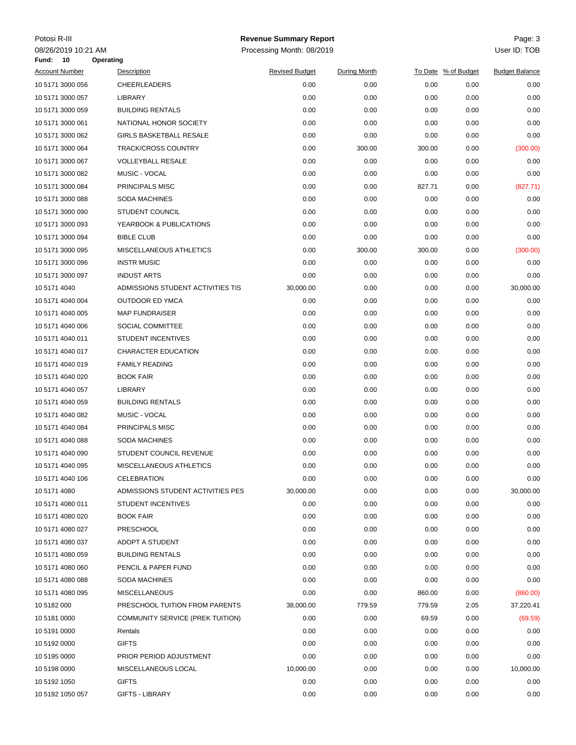Potosi R-III

**Revenue Summary Report**

Processing Month: 08/2019

08/26/2019 10:21 AM

User ID: TOB

**Fund: 10 Operating**

| Account Number | Description | Revised Budget | During Month | To Date | % of Budget | Budget Balance |
|---|---|---|---|---|---|---|
| 10 5171 3000 056 | CHEERLEADERS | 0.00 | 0.00 | 0.00 | 0.00 | 0.00 |
| 10 5171 3000 057 | LIBRARY | 0.00 | 0.00 | 0.00 | 0.00 | 0.00 |
| 10 5171 3000 059 | BUILDING RENTALS | 0.00 | 0.00 | 0.00 | 0.00 | 0.00 |
| 10 5171 3000 061 | NATIONAL HONOR SOCIETY | 0.00 | 0.00 | 0.00 | 0.00 | 0.00 |
| 10 5171 3000 062 | GIRLS BASKETBALL RESALE | 0.00 | 0.00 | 0.00 | 0.00 | 0.00 |
| 10 5171 3000 064 | TRACK/CROSS COUNTRY | 0.00 | 300.00 | 300.00 | 0.00 | (300.00) |
| 10 5171 3000 067 | VOLLEYBALL RESALE | 0.00 | 0.00 | 0.00 | 0.00 | 0.00 |
| 10 5171 3000 082 | MUSIC - VOCAL | 0.00 | 0.00 | 0.00 | 0.00 | 0.00 |
| 10 5171 3000 084 | PRINCIPALS MISC | 0.00 | 0.00 | 827.71 | 0.00 | (827.71) |
| 10 5171 3000 088 | SODA MACHINES | 0.00 | 0.00 | 0.00 | 0.00 | 0.00 |
| 10 5171 3000 090 | STUDENT COUNCIL | 0.00 | 0.00 | 0.00 | 0.00 | 0.00 |
| 10 5171 3000 093 | YEARBOOK & PUBLICATIONS | 0.00 | 0.00 | 0.00 | 0.00 | 0.00 |
| 10 5171 3000 094 | BIBLE CLUB | 0.00 | 0.00 | 0.00 | 0.00 | 0.00 |
| 10 5171 3000 095 | MISCELLANEOUS ATHLETICS | 0.00 | 300.00 | 300.00 | 0.00 | (300.00) |
| 10 5171 3000 096 | INSTR MUSIC | 0.00 | 0.00 | 0.00 | 0.00 | 0.00 |
| 10 5171 3000 097 | INDUST ARTS | 0.00 | 0.00 | 0.00 | 0.00 | 0.00 |
| 10 5171 4040 | ADMISSIONS STUDENT ACTIVITIES TIS | 30,000.00 | 0.00 | 0.00 | 0.00 | 30,000.00 |
| 10 5171 4040 004 | OUTDOOR ED YMCA | 0.00 | 0.00 | 0.00 | 0.00 | 0.00 |
| 10 5171 4040 005 | MAP FUNDRAISER | 0.00 | 0.00 | 0.00 | 0.00 | 0.00 |
| 10 5171 4040 006 | SOCIAL COMMITTEE | 0.00 | 0.00 | 0.00 | 0.00 | 0.00 |
| 10 5171 4040 011 | STUDENT INCENTIVES | 0.00 | 0.00 | 0.00 | 0.00 | 0.00 |
| 10 5171 4040 017 | CHARACTER EDUCATION | 0.00 | 0.00 | 0.00 | 0.00 | 0.00 |
| 10 5171 4040 019 | FAMILY READING | 0.00 | 0.00 | 0.00 | 0.00 | 0.00 |
| 10 5171 4040 020 | BOOK FAIR | 0.00 | 0.00 | 0.00 | 0.00 | 0.00 |
| 10 5171 4040 057 | LIBRARY | 0.00 | 0.00 | 0.00 | 0.00 | 0.00 |
| 10 5171 4040 059 | BUILDING RENTALS | 0.00 | 0.00 | 0.00 | 0.00 | 0.00 |
| 10 5171 4040 082 | MUSIC - VOCAL | 0.00 | 0.00 | 0.00 | 0.00 | 0.00 |
| 10 5171 4040 084 | PRINCIPALS MISC | 0.00 | 0.00 | 0.00 | 0.00 | 0.00 |
| 10 5171 4040 088 | SODA MACHINES | 0.00 | 0.00 | 0.00 | 0.00 | 0.00 |
| 10 5171 4040 090 | STUDENT COUNCIL REVENUE | 0.00 | 0.00 | 0.00 | 0.00 | 0.00 |
| 10 5171 4040 095 | MISCELLANEOUS ATHLETICS | 0.00 | 0.00 | 0.00 | 0.00 | 0.00 |
| 10 5171 4040 106 | CELEBRATION | 0.00 | 0.00 | 0.00 | 0.00 | 0.00 |
| 10 5171 4080 | ADMISSIONS STUDENT ACTIVITIES PES | 30,000.00 | 0.00 | 0.00 | 0.00 | 30,000.00 |
| 10 5171 4080 011 | STUDENT INCENTIVES | 0.00 | 0.00 | 0.00 | 0.00 | 0.00 |
| 10 5171 4080 020 | BOOK FAIR | 0.00 | 0.00 | 0.00 | 0.00 | 0.00 |
| 10 5171 4080 027 | PRESCHOOL | 0.00 | 0.00 | 0.00 | 0.00 | 0.00 |
| 10 5171 4080 037 | ADOPT A STUDENT | 0.00 | 0.00 | 0.00 | 0.00 | 0.00 |
| 10 5171 4080 059 | BUILDING RENTALS | 0.00 | 0.00 | 0.00 | 0.00 | 0.00 |
| 10 5171 4080 060 | PENCIL & PAPER FUND | 0.00 | 0.00 | 0.00 | 0.00 | 0.00 |
| 10 5171 4080 088 | SODA MACHINES | 0.00 | 0.00 | 0.00 | 0.00 | 0.00 |
| 10 5171 4080 095 | MISCELLANEOUS | 0.00 | 0.00 | 860.00 | 0.00 | (860.00) |
| 10 5182 000 | PRESCHOOL TUITION FROM PARENTS | 38,000.00 | 779.59 | 779.59 | 2.05 | 37,220.41 |
| 10 5181 0000 | COMMUNITY SERVICE (PREK TUITION) | 0.00 | 0.00 | 69.59 | 0.00 | (69.59) |
| 10 5191 0000 | Rentals | 0.00 | 0.00 | 0.00 | 0.00 | 0.00 |
| 10 5192 0000 | GIFTS | 0.00 | 0.00 | 0.00 | 0.00 | 0.00 |
| 10 5195 0000 | PRIOR PERIOD ADJUSTMENT | 0.00 | 0.00 | 0.00 | 0.00 | 0.00 |
| 10 5198 0000 | MISCELLANEOUS LOCAL | 10,000.00 | 0.00 | 0.00 | 0.00 | 10,000.00 |
| 10 5192 1050 | GIFTS | 0.00 | 0.00 | 0.00 | 0.00 | 0.00 |
| 10 5192 1050 057 | GIFTS - LIBRARY | 0.00 | 0.00 | 0.00 | 0.00 | 0.00 |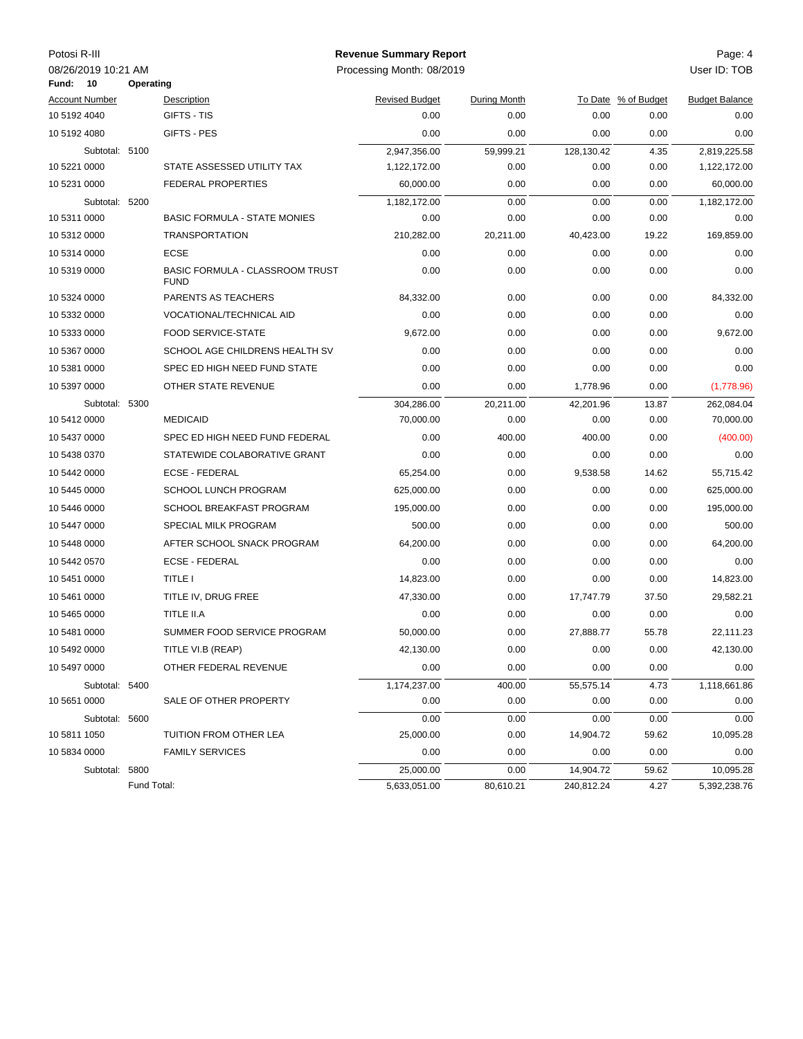Potosi R-III

**Revenue Summary Report**

08/26/2019 10:21 AM — Processing Month: 08/2019 — User ID: TOB

**Fund: 10 Operating**

| Account Number | Description | Revised Budget | During Month | To Date | % of Budget | Budget Balance |
|---|---|---|---|---|---|---|
| 10 5192 4040 | GIFTS - TIS | 0.00 | 0.00 | 0.00 | 0.00 | 0.00 |
| 10 5192 4080 | GIFTS - PES | 0.00 | 0.00 | 0.00 | 0.00 | 0.00 |
| Subtotal: 5100 | | 2,947,356.00 | 59,999.21 | 128,130.42 | 4.35 | 2,819,225.58 |
| 10 5221 0000 | STATE ASSESSED UTILITY TAX | 1,122,172.00 | 0.00 | 0.00 | 0.00 | 1,122,172.00 |
| 10 5231 0000 | FEDERAL PROPERTIES | 60,000.00 | 0.00 | 0.00 | 0.00 | 60,000.00 |
| Subtotal: 5200 | | 1,182,172.00 | 0.00 | 0.00 | 0.00 | 1,182,172.00 |
| 10 5311 0000 | BASIC FORMULA - STATE MONIES | 0.00 | 0.00 | 0.00 | 0.00 | 0.00 |
| 10 5312 0000 | TRANSPORTATION | 210,282.00 | 20,211.00 | 40,423.00 | 19.22 | 169,859.00 |
| 10 5314 0000 | ECSE | 0.00 | 0.00 | 0.00 | 0.00 | 0.00 |
| 10 5319 0000 | BASIC FORMULA - CLASSROOM TRUST FUND | 0.00 | 0.00 | 0.00 | 0.00 | 0.00 |
| 10 5324 0000 | PARENTS AS TEACHERS | 84,332.00 | 0.00 | 0.00 | 0.00 | 84,332.00 |
| 10 5332 0000 | VOCATIONAL/TECHNICAL AID | 0.00 | 0.00 | 0.00 | 0.00 | 0.00 |
| 10 5333 0000 | FOOD SERVICE-STATE | 9,672.00 | 0.00 | 0.00 | 0.00 | 9,672.00 |
| 10 5367 0000 | SCHOOL AGE CHILDRENS HEALTH SV | 0.00 | 0.00 | 0.00 | 0.00 | 0.00 |
| 10 5381 0000 | SPEC ED HIGH NEED FUND STATE | 0.00 | 0.00 | 0.00 | 0.00 | 0.00 |
| 10 5397 0000 | OTHER STATE REVENUE | 0.00 | 0.00 | 1,778.96 | 0.00 | (1,778.96) |
| Subtotal: 5300 | | 304,286.00 | 20,211.00 | 42,201.96 | 13.87 | 262,084.04 |
| 10 5412 0000 | MEDICAID | 70,000.00 | 0.00 | 0.00 | 0.00 | 70,000.00 |
| 10 5437 0000 | SPEC ED HIGH NEED FUND FEDERAL | 0.00 | 400.00 | 400.00 | 0.00 | (400.00) |
| 10 5438 0370 | STATEWIDE COLABORATIVE GRANT | 0.00 | 0.00 | 0.00 | 0.00 | 0.00 |
| 10 5442 0000 | ECSE - FEDERAL | 65,254.00 | 0.00 | 9,538.58 | 14.62 | 55,715.42 |
| 10 5445 0000 | SCHOOL LUNCH PROGRAM | 625,000.00 | 0.00 | 0.00 | 0.00 | 625,000.00 |
| 10 5446 0000 | SCHOOL BREAKFAST PROGRAM | 195,000.00 | 0.00 | 0.00 | 0.00 | 195,000.00 |
| 10 5447 0000 | SPECIAL MILK PROGRAM | 500.00 | 0.00 | 0.00 | 0.00 | 500.00 |
| 10 5448 0000 | AFTER SCHOOL SNACK PROGRAM | 64,200.00 | 0.00 | 0.00 | 0.00 | 64,200.00 |
| 10 5442 0570 | ECSE - FEDERAL | 0.00 | 0.00 | 0.00 | 0.00 | 0.00 |
| 10 5451 0000 | TITLE I | 14,823.00 | 0.00 | 0.00 | 0.00 | 14,823.00 |
| 10 5461 0000 | TITLE IV, DRUG FREE | 47,330.00 | 0.00 | 17,747.79 | 37.50 | 29,582.21 |
| 10 5465 0000 | TITLE II.A | 0.00 | 0.00 | 0.00 | 0.00 | 0.00 |
| 10 5481 0000 | SUMMER FOOD SERVICE PROGRAM | 50,000.00 | 0.00 | 27,888.77 | 55.78 | 22,111.23 |
| 10 5492 0000 | TITLE VI.B (REAP) | 42,130.00 | 0.00 | 0.00 | 0.00 | 42,130.00 |
| 10 5497 0000 | OTHER FEDERAL REVENUE | 0.00 | 0.00 | 0.00 | 0.00 | 0.00 |
| Subtotal: 5400 | | 1,174,237.00 | 400.00 | 55,575.14 | 4.73 | 1,118,661.86 |
| 10 5651 0000 | SALE OF OTHER PROPERTY | 0.00 | 0.00 | 0.00 | 0.00 | 0.00 |
| Subtotal: 5600 | | 0.00 | 0.00 | 0.00 | 0.00 | 0.00 |
| 10 5811 1050 | TUITION FROM OTHER LEA | 25,000.00 | 0.00 | 14,904.72 | 59.62 | 10,095.28 |
| 10 5834 0000 | FAMILY SERVICES | 0.00 | 0.00 | 0.00 | 0.00 | 0.00 |
| Subtotal: 5800 | | 25,000.00 | 0.00 | 14,904.72 | 59.62 | 10,095.28 |
| Fund Total: | | 5,633,051.00 | 80,610.21 | 240,812.24 | 4.27 | 5,392,238.76 |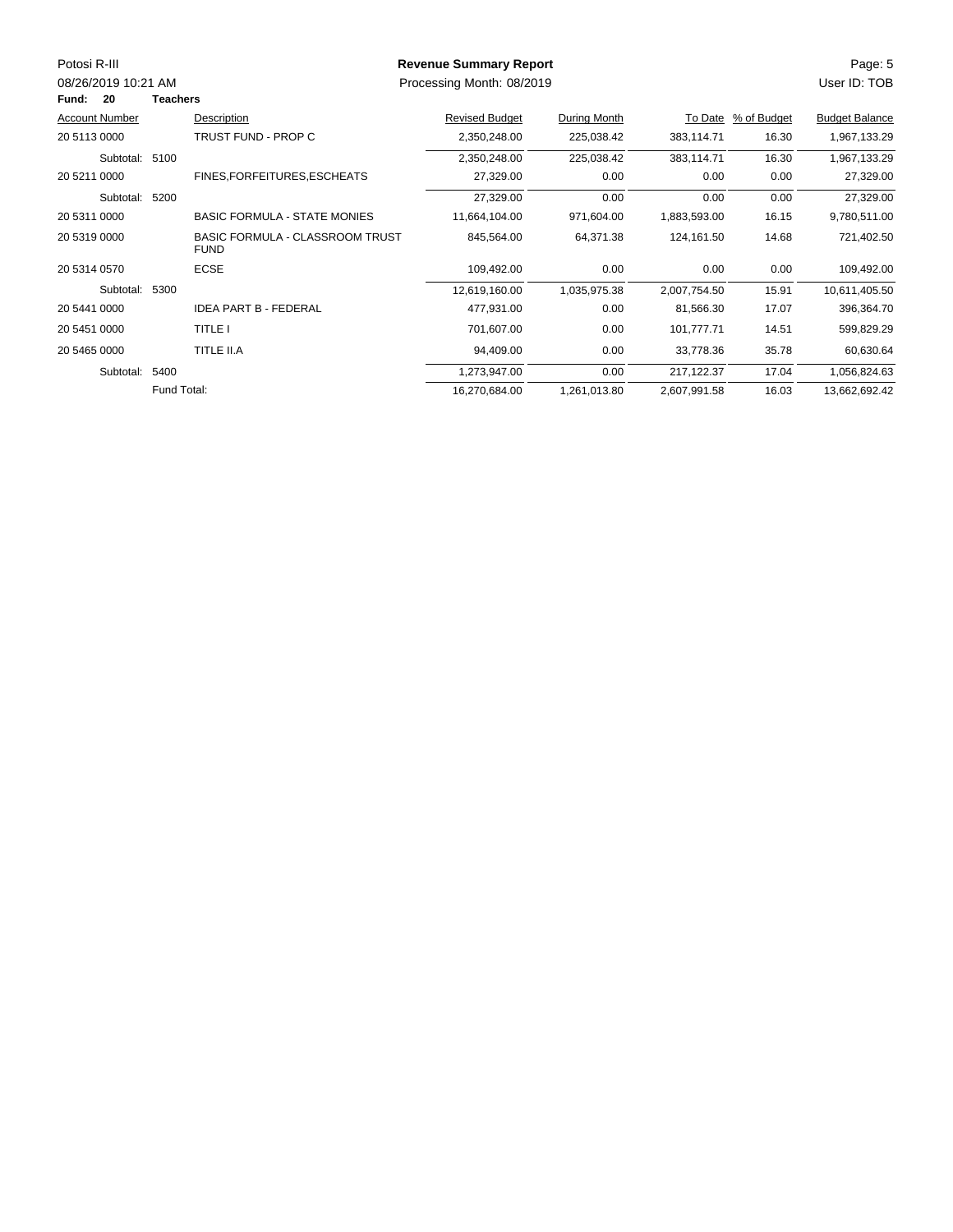Potosi R-III

08/26/2019 10:21 AM

**Revenue Summary Report**

Processing Month: 08/2019

User ID: TOB

**Fund: 20 Teachers**

| Account Number | Description | Revised Budget | During Month | To Date | % of Budget | Budget Balance |
|---|---|---|---|---|---|---|
| 20 5113 0000 | TRUST FUND - PROP C | 2,350,248.00 | 225,038.42 | 383,114.71 | 16.30 | 1,967,133.29 |
| Subtotal: 5100 | | 2,350,248.00 | 225,038.42 | 383,114.71 | 16.30 | 1,967,133.29 |
| 20 5211 0000 | FINES,FORFEITURES,ESCHEATS | 27,329.00 | 0.00 | 0.00 | 0.00 | 27,329.00 |
| Subtotal: 5200 | | 27,329.00 | 0.00 | 0.00 | 0.00 | 27,329.00 |
| 20 5311 0000 | BASIC FORMULA - STATE MONIES | 11,664,104.00 | 971,604.00 | 1,883,593.00 | 16.15 | 9,780,511.00 |
| 20 5319 0000 | BASIC FORMULA - CLASSROOM TRUST FUND | 845,564.00 | 64,371.38 | 124,161.50 | 14.68 | 721,402.50 |
| 20 5314 0570 | ECSE | 109,492.00 | 0.00 | 0.00 | 0.00 | 109,492.00 |
| Subtotal: 5300 | | 12,619,160.00 | 1,035,975.38 | 2,007,754.50 | 15.91 | 10,611,405.50 |
| 20 5441 0000 | IDEA PART B - FEDERAL | 477,931.00 | 0.00 | 81,566.30 | 17.07 | 396,364.70 |
| 20 5451 0000 | TITLE I | 701,607.00 | 0.00 | 101,777.71 | 14.51 | 599,829.29 |
| 20 5465 0000 | TITLE II.A | 94,409.00 | 0.00 | 33,778.36 | 35.78 | 60,630.64 |
| Subtotal: 5400 | | 1,273,947.00 | 0.00 | 217,122.37 | 17.04 | 1,056,824.63 |
| Fund Total: | | 16,270,684.00 | 1,261,013.80 | 2,607,991.58 | 16.03 | 13,662,692.42 |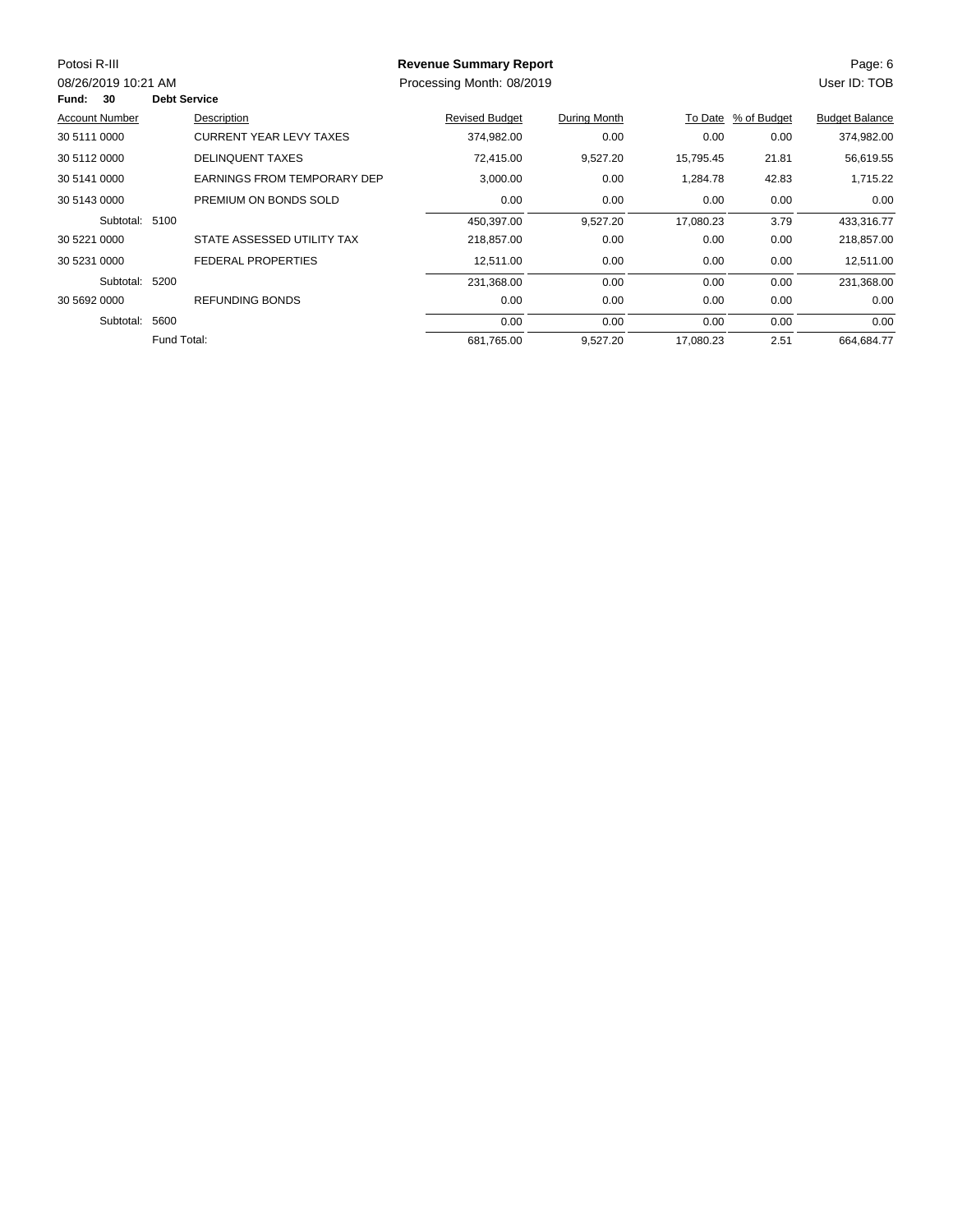Potosi R-III

08/26/2019 10:21 AM

**Revenue Summary Report**

Processing Month: 08/2019

User ID: TOB

**Fund: 30 Debt Service**

| Account Number | Description | Revised Budget | During Month | To Date | % of Budget | Budget Balance |
|---|---|---|---|---|---|---|
| 30 5111 0000 | CURRENT YEAR LEVY TAXES | 374,982.00 | 0.00 | 0.00 | 0.00 | 374,982.00 |
| 30 5112 0000 | DELINQUENT TAXES | 72,415.00 | 9,527.20 | 15,795.45 | 21.81 | 56,619.55 |
| 30 5141 0000 | EARNINGS FROM TEMPORARY DEP | 3,000.00 | 0.00 | 1,284.78 | 42.83 | 1,715.22 |
| 30 5143 0000 | PREMIUM ON BONDS SOLD | 0.00 | 0.00 | 0.00 | 0.00 | 0.00 |
| Subtotal: 5100 | | 450,397.00 | 9,527.20 | 17,080.23 | 3.79 | 433,316.77 |
| 30 5221 0000 | STATE ASSESSED UTILITY TAX | 218,857.00 | 0.00 | 0.00 | 0.00 | 218,857.00 |
| 30 5231 0000 | FEDERAL PROPERTIES | 12,511.00 | 0.00 | 0.00 | 0.00 | 12,511.00 |
| Subtotal: 5200 | | 231,368.00 | 0.00 | 0.00 | 0.00 | 231,368.00 |
| 30 5692 0000 | REFUNDING BONDS | 0.00 | 0.00 | 0.00 | 0.00 | 0.00 |
| Subtotal: 5600 | | 0.00 | 0.00 | 0.00 | 0.00 | 0.00 |
| Fund Total: | | 681,765.00 | 9,527.20 | 17,080.23 | 2.51 | 664,684.77 |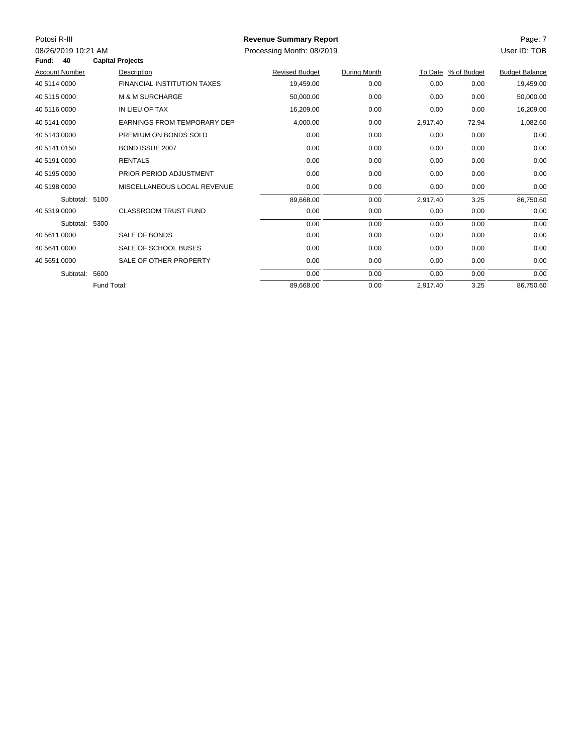Potosi R-III

08/26/2019 10:21 AM

**Revenue Summary Report**

Processing Month: 08/2019

User ID: TOB

**Fund: 40 Capital Projects**

| Account Number | Description | Revised Budget | During Month | To Date | % of Budget | Budget Balance |
|---|---|---|---|---|---|---|
| 40 5114 0000 | FINANCIAL INSTITUTION TAXES | 19,459.00 | 0.00 | 0.00 | 0.00 | 19,459.00 |
| 40 5115 0000 | M & M SURCHARGE | 50,000.00 | 0.00 | 0.00 | 0.00 | 50,000.00 |
| 40 5116 0000 | IN LIEU OF TAX | 16,209.00 | 0.00 | 0.00 | 0.00 | 16,209.00 |
| 40 5141 0000 | EARNINGS FROM TEMPORARY DEP | 4,000.00 | 0.00 | 2,917.40 | 72.94 | 1,082.60 |
| 40 5143 0000 | PREMIUM ON BONDS SOLD | 0.00 | 0.00 | 0.00 | 0.00 | 0.00 |
| 40 5141 0150 | BOND ISSUE 2007 | 0.00 | 0.00 | 0.00 | 0.00 | 0.00 |
| 40 5191 0000 | RENTALS | 0.00 | 0.00 | 0.00 | 0.00 | 0.00 |
| 40 5195 0000 | PRIOR PERIOD ADJUSTMENT | 0.00 | 0.00 | 0.00 | 0.00 | 0.00 |
| 40 5198 0000 | MISCELLANEOUS LOCAL REVENUE | 0.00 | 0.00 | 0.00 | 0.00 | 0.00 |
| Subtotal: 5100 | | 89,668.00 | 0.00 | 2,917.40 | 3.25 | 86,750.60 |
| 40 5319 0000 | CLASSROOM TRUST FUND | 0.00 | 0.00 | 0.00 | 0.00 | 0.00 |
| Subtotal: 5300 | | 0.00 | 0.00 | 0.00 | 0.00 | 0.00 |
| 40 5611 0000 | SALE OF BONDS | 0.00 | 0.00 | 0.00 | 0.00 | 0.00 |
| 40 5641 0000 | SALE OF SCHOOL BUSES | 0.00 | 0.00 | 0.00 | 0.00 | 0.00 |
| 40 5651 0000 | SALE OF OTHER PROPERTY | 0.00 | 0.00 | 0.00 | 0.00 | 0.00 |
| Subtotal: 5600 | | 0.00 | 0.00 | 0.00 | 0.00 | 0.00 |
| Fund Total: | | 89,668.00 | 0.00 | 2,917.40 | 3.25 | 86,750.60 |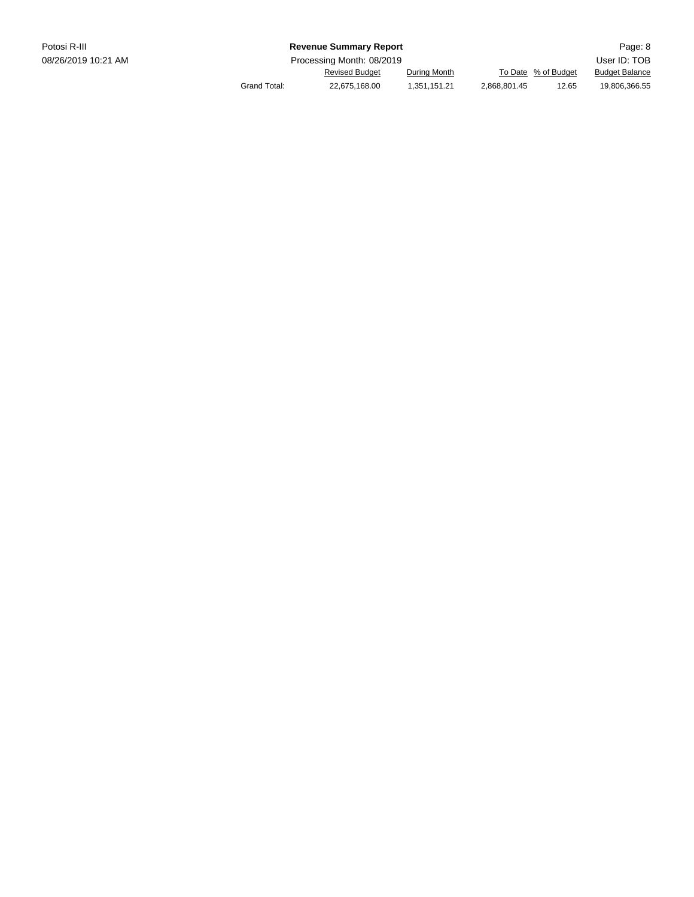| | Revised Budget | During Month | To Date | % of Budget | Budget Balance |
|---|---|---|---|---|---|
| Grand Total: | 22,675,168.00 | 1,351,151.21 | 2,868,801.45 | 12.65 | 19,806,366.55 |